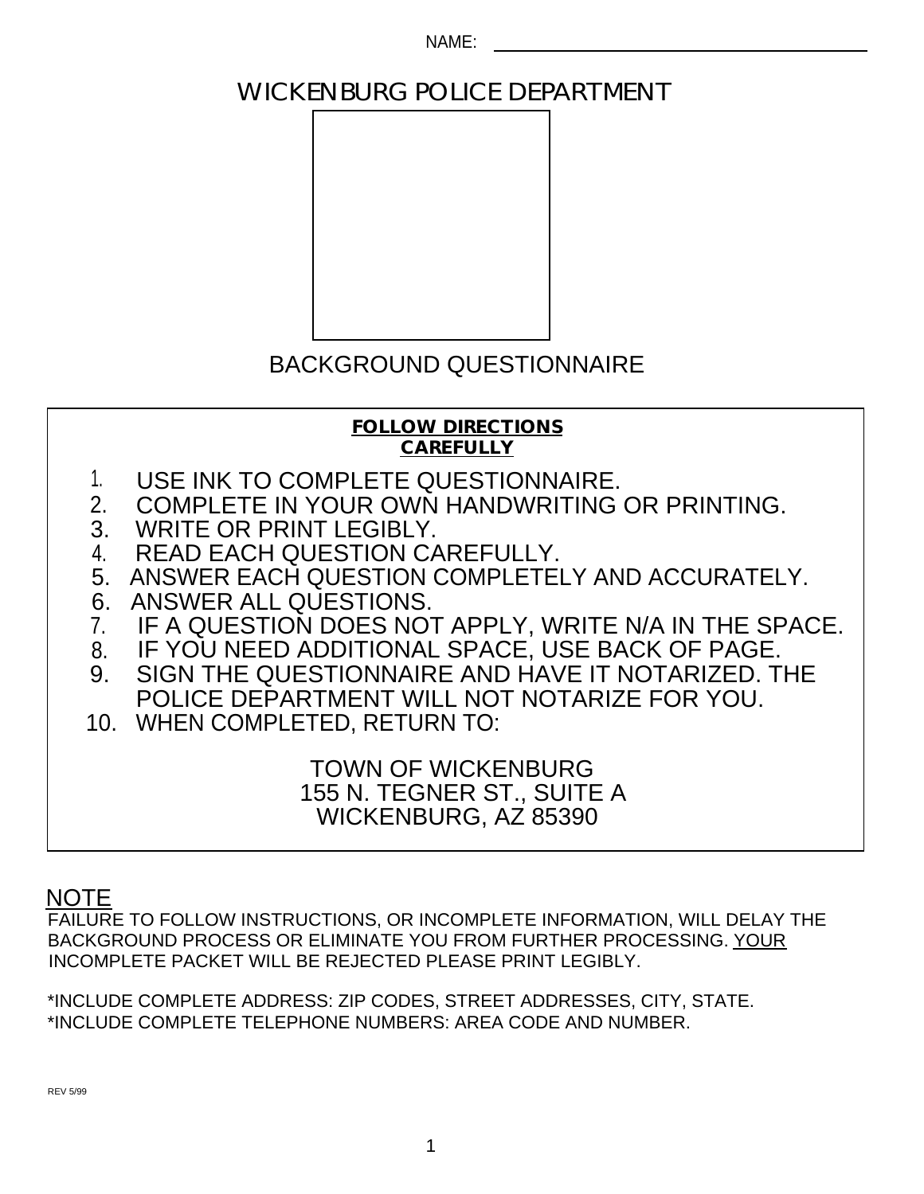NAME: ____________________

# WICKENBURG POLICE DEPARTMENT

## BACKGROUND QUESTIONNAIRE

**FOLLOW DIRECTIONS CAREFULLY**

1. USE INK TO COMPLETE QUESTIONNAIRE.
2. COMPLETE IN YOUR OWN HANDWRITING OR PRINTING.
3. WRITE OR PRINT LEGIBLY.
4. READ EACH QUESTION CAREFULLY.
5. ANSWER EACH QUESTION COMPLETELY AND ACCURATELY.
6. ANSWER ALL QUESTIONS.
7. IF A QUESTION DOES NOT APPLY, WRITE N/A IN THE SPACE.
8. IF YOU NEED ADDITIONAL SPACE, USE BACK OF PAGE.
9. SIGN THE QUESTIONNAIRE AND HAVE IT NOTARIZED. THE POLICE DEPARTMENT WILL NOT NOTARIZE FOR YOU.
10. WHEN COMPLETED, RETURN TO:

TOWN OF WICKENBURG
155 N. TEGNER ST., SUITE A
WICKENBURG, AZ 85390

NOTE

FAILURE TO FOLLOW INSTRUCTIONS, OR INCOMPLETE INFORMATION, WILL DELAY THE BACKGROUND PROCESS OR ELIMINATE YOU FROM FURTHER PROCESSING. YOUR INCOMPLETE PACKET WILL BE REJECTED PLEASE PRINT LEGIBLY.

*INCLUDE COMPLETE ADDRESS: ZIP CODES, STREET ADDRESSES, CITY, STATE.
*INCLUDE COMPLETE TELEPHONE NUMBERS: AREA CODE AND NUMBER.

REV 5/99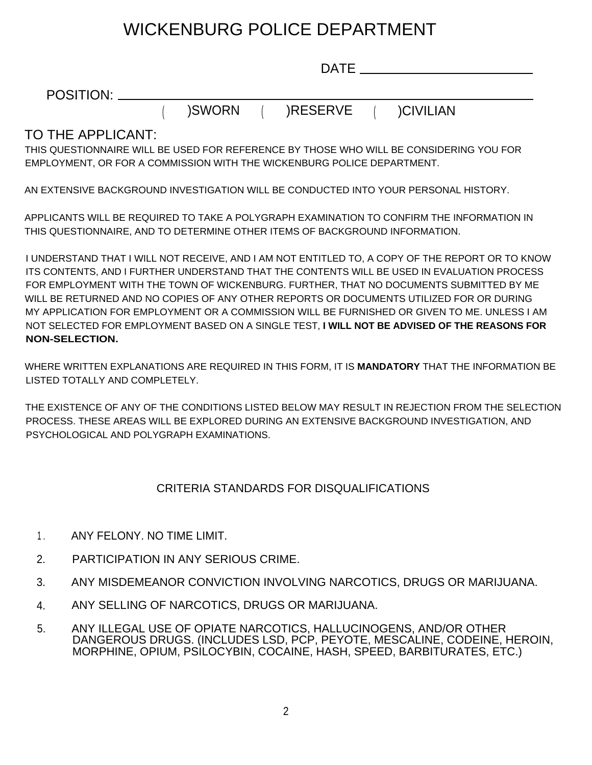# WICKENBURG POLICE DEPARTMENT

DATE ________________________

POSITION: ______________________________________________________

( )SWORN ( )RESERVE ( )CIVILIAN

## TO THE APPLICANT:

THIS QUESTIONNAIRE WILL BE USED FOR REFERENCE BY THOSE WHO WILL BE CONSIDERING YOU FOR EMPLOYMENT, OR FOR A COMMISSION WITH THE WICKENBURG POLICE DEPARTMENT.

AN EXTENSIVE BACKGROUND INVESTIGATION WILL BE CONDUCTED INTO YOUR PERSONAL HISTORY.

APPLICANTS WILL BE REQUIRED TO TAKE A POLYGRAPH EXAMINATION TO CONFIRM THE INFORMATION IN THIS QUESTIONNAIRE, AND TO DETERMINE OTHER ITEMS OF BACKGROUND INFORMATION.

I UNDERSTAND THAT I WILL NOT RECEIVE, AND I AM NOT ENTITLED TO, A COPY OF THE REPORT OR TO KNOW ITS CONTENTS, AND I FURTHER UNDERSTAND THAT THE CONTENTS WILL BE USED IN EVALUATION PROCESS FOR EMPLOYMENT WITH THE TOWN OF WICKENBURG. FURTHER, THAT NO DOCUMENTS SUBMITTED BY ME WILL BE RETURNED AND NO COPIES OF ANY OTHER REPORTS OR DOCUMENTS UTILIZED FOR OR DURING MY APPLICATION FOR EMPLOYMENT OR A COMMISSION WILL BE FURNISHED OR GIVEN TO ME. UNLESS I AM NOT SELECTED FOR EMPLOYMENT BASED ON A SINGLE TEST, **I WILL NOT BE ADVISED OF THE REASONS FOR NON-SELECTION.**

WHERE WRITTEN EXPLANATIONS ARE REQUIRED IN THIS FORM, IT IS **MANDATORY** THAT THE INFORMATION BE LISTED TOTALLY AND COMPLETELY.

THE EXISTENCE OF ANY OF THE CONDITIONS LISTED BELOW MAY RESULT IN REJECTION FROM THE SELECTION PROCESS. THESE AREAS WILL BE EXPLORED DURING AN EXTENSIVE BACKGROUND INVESTIGATION, AND PSYCHOLOGICAL AND POLYGRAPH EXAMINATIONS.

## CRITERIA STANDARDS FOR DISQUALIFICATIONS

1. ANY FELONY. NO TIME LIMIT.
2. PARTICIPATION IN ANY SERIOUS CRIME.
3. ANY MISDEMEANOR CONVICTION INVOLVING NARCOTICS, DRUGS OR MARIJUANA.
4. ANY SELLING OF NARCOTICS, DRUGS OR MARIJUANA.
5. ANY ILLEGAL USE OF OPIATE NARCOTICS, HALLUCINOGENS, AND/OR OTHER DANGEROUS DRUGS. (INCLUDES LSD, PCP, PEYOTE, MESCALINE, CODEINE, HEROIN, MORPHINE, OPIUM, PSILOCYBIN, COCAINE, HASH, SPEED, BARBITURATES, ETC.)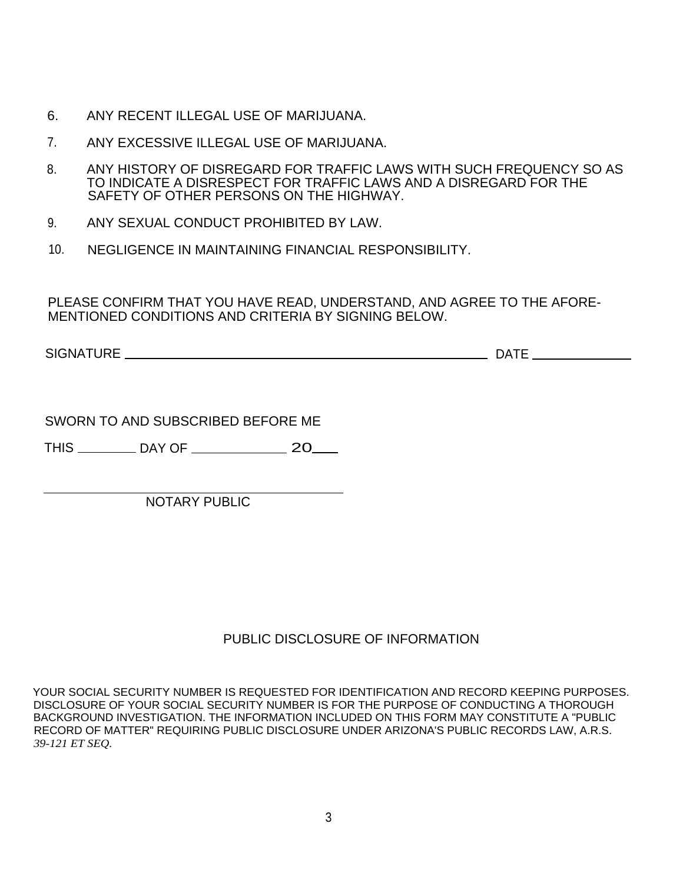6. ANY RECENT ILLEGAL USE OF MARIJUANA.

7. ANY EXCESSIVE ILLEGAL USE OF MARIJUANA.

8. ANY HISTORY OF DISREGARD FOR TRAFFIC LAWS WITH SUCH FREQUENCY SO AS TO INDICATE A DISRESPECT FOR TRAFFIC LAWS AND A DISREGARD FOR THE SAFETY OF OTHER PERSONS ON THE HIGHWAY.

9. ANY SEXUAL CONDUCT PROHIBITED BY LAW.

10. NEGLIGENCE IN MAINTAINING FINANCIAL RESPONSIBILITY.

PLEASE CONFIRM THAT YOU HAVE READ, UNDERSTAND, AND AGREE TO THE AFORE-MENTIONED CONDITIONS AND CRITERIA BY SIGNING BELOW.

SIGNATURE ______________________________________________ DATE ____________

SWORN TO AND SUBSCRIBED BEFORE ME

THIS ________ DAY OF ____________ 20___

______________________________________
NOTARY PUBLIC

PUBLIC DISCLOSURE OF INFORMATION

YOUR SOCIAL SECURITY NUMBER IS REQUESTED FOR IDENTIFICATION AND RECORD KEEPING PURPOSES. DISCLOSURE OF YOUR SOCIAL SECURITY NUMBER IS FOR THE PURPOSE OF CONDUCTING A THOROUGH BACKGROUND INVESTIGATION. THE INFORMATION INCLUDED ON THIS FORM MAY CONSTITUTE A "PUBLIC RECORD OF MATTER" REQUIRING PUBLIC DISCLOSURE UNDER ARIZONA'S PUBLIC RECORDS LAW, A.R.S. *39-121 ET SEQ.*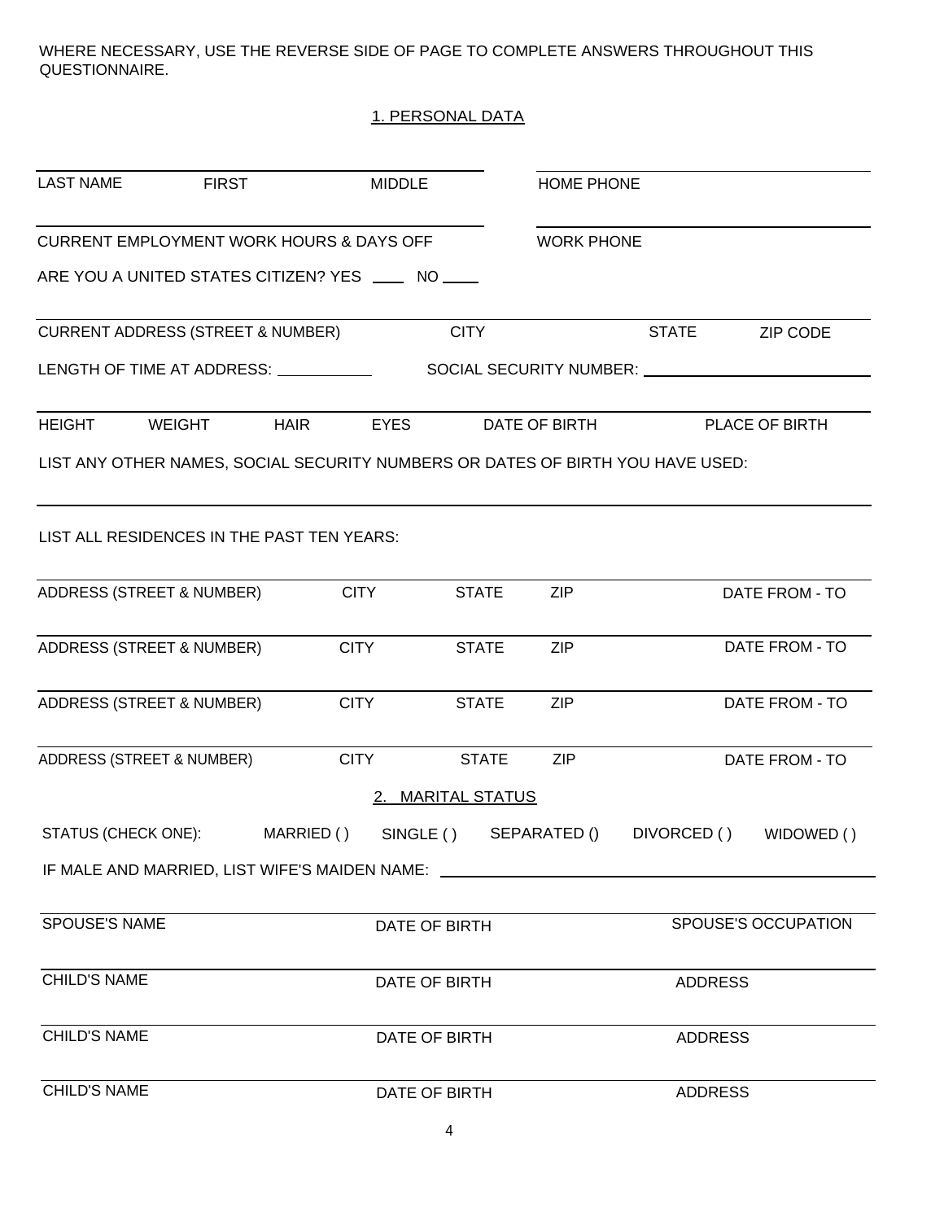WHERE NECESSARY, USE THE REVERSE SIDE OF PAGE TO COMPLETE ANSWERS THROUGHOUT THIS QUESTIONNAIRE.

## 1. PERSONAL DATA

| LAST NAME | FIRST | MIDDLE | HOME PHONE |
|---|---|---|---|
| | | | |

| CURRENT EMPLOYMENT WORK HOURS & DAYS OFF | WORK PHONE |
|---|---|
| | |

ARE YOU A UNITED STATES CITIZEN? YES \_\_\_\_ NO \_\_\_\_

| CURRENT ADDRESS (STREET & NUMBER) | CITY | STATE | ZIP CODE |
|---|---|---|---|
| | | | |

LENGTH OF TIME AT ADDRESS: \_\_\_\_\_\_\_\_\_\_\_\_ SOCIAL SECURITY NUMBER: \_\_\_\_\_\_\_\_\_\_\_\_\_\_\_\_\_\_\_\_\_\_\_\_

| HEIGHT | WEIGHT | HAIR | EYES | DATE OF BIRTH | PLACE OF BIRTH |
|---|---|---|---|---|---|
| | | | | | |

LIST ANY OTHER NAMES, SOCIAL SECURITY NUMBERS OR DATES OF BIRTH YOU HAVE USED:

\_\_\_\_\_\_\_\_\_\_\_\_\_\_\_\_\_\_\_\_\_\_\_\_\_\_\_\_\_\_\_\_\_\_\_\_\_\_\_\_\_\_\_\_\_\_\_\_\_\_\_\_\_\_\_\_\_\_\_\_\_\_\_\_

LIST ALL RESIDENCES IN THE PAST TEN YEARS:

| ADDRESS (STREET & NUMBER) | CITY | STATE | ZIP | DATE FROM - TO |
|---|---|---|---|---|
| | | | | |
| | | | | |
| | | | | |
| | | | | |

## 2. MARITAL STATUS

STATUS (CHECK ONE): MARRIED ( ) SINGLE ( ) SEPARATED () DIVORCED ( ) WIDOWED ( )

IF MALE AND MARRIED, LIST WIFE'S MAIDEN NAME: \_\_\_\_\_\_\_\_\_\_\_\_\_\_\_\_\_\_\_\_\_\_\_\_\_\_\_\_\_\_\_\_

| SPOUSE'S NAME | DATE OF BIRTH | SPOUSE'S OCCUPATION |
|---|---|---|
| | | |

| CHILD'S NAME | DATE OF BIRTH | ADDRESS |
|---|---|---|
| | | |
| | | |
| | | |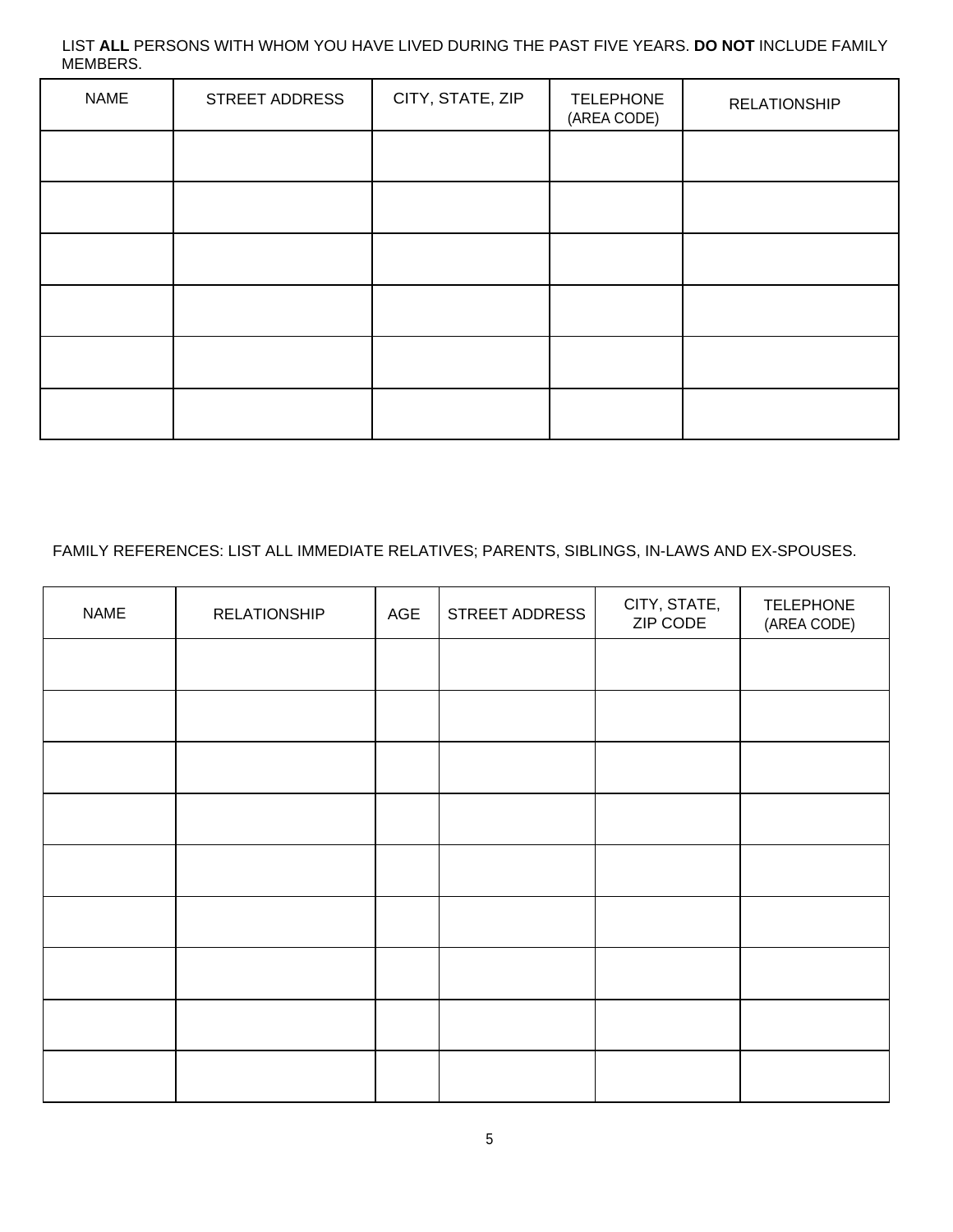LIST **ALL** PERSONS WITH WHOM YOU HAVE LIVED DURING THE PAST FIVE YEARS. **DO NOT** INCLUDE FAMILY MEMBERS.

| NAME | STREET ADDRESS | CITY, STATE, ZIP | TELEPHONE (AREA CODE) | RELATIONSHIP |
|---|---|---|---|---|
| | | | | |
| | | | | |
| | | | | |
| | | | | |
| | | | | |
| | | | | |

FAMILY REFERENCES: LIST ALL IMMEDIATE RELATIVES; PARENTS, SIBLINGS, IN-LAWS AND EX-SPOUSES.

| NAME | RELATIONSHIP | AGE | STREET ADDRESS | CITY, STATE, ZIP CODE | TELEPHONE (AREA CODE) |
|---|---|---|---|---|---|
| | | | | | |
| | | | | | |
| | | | | | |
| | | | | | |
| | | | | | |
| | | | | | |
| | | | | | |
| | | | | | |
| | | | | | |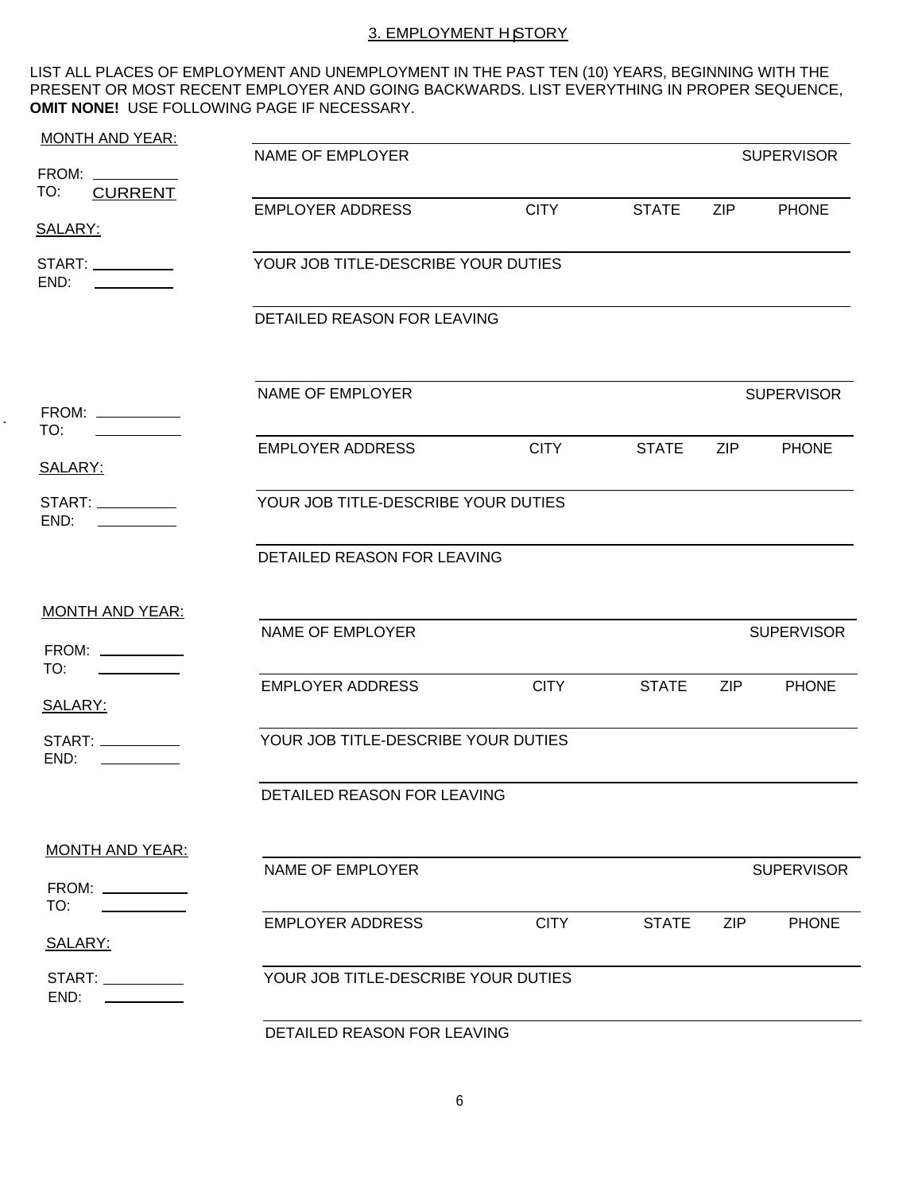## 3. EMPLOYMENT HISTORY

LIST ALL PLACES OF EMPLOYMENT AND UNEMPLOYMENT IN THE PAST TEN (10) YEARS, BEGINNING WITH THE PRESENT OR MOST RECENT EMPLOYER AND GOING BACKWARDS. LIST EVERYTHING IN PROPER SEQUENCE, **OMIT NONE!** USE FOLLOWING PAGE IF NECESSARY.

MONTH AND YEAR:

FROM: ___________
TO: CURRENT

SALARY:

START: ___________
END: ___________

NAME OF EMPLOYER | SUPERVISOR

EMPLOYER ADDRESS | CITY | STATE | ZIP | PHONE

YOUR JOB TITLE-DESCRIBE YOUR DUTIES

DETAILED REASON FOR LEAVING

---

FROM: ___________
TO: ___________

SALARY:

START: ___________
END: ___________

NAME OF EMPLOYER | SUPERVISOR

EMPLOYER ADDRESS | CITY | STATE | ZIP | PHONE

YOUR JOB TITLE-DESCRIBE YOUR DUTIES

DETAILED REASON FOR LEAVING

---

MONTH AND YEAR:

FROM: ___________
TO: ___________

SALARY:

START: ___________
END: ___________

NAME OF EMPLOYER | SUPERVISOR

EMPLOYER ADDRESS | CITY | STATE | ZIP | PHONE

YOUR JOB TITLE-DESCRIBE YOUR DUTIES

DETAILED REASON FOR LEAVING

---

MONTH AND YEAR:

FROM: ___________
TO: ___________

SALARY:

START: ___________
END: ___________

NAME OF EMPLOYER | SUPERVISOR

EMPLOYER ADDRESS | CITY | STATE | ZIP | PHONE

YOUR JOB TITLE-DESCRIBE YOUR DUTIES

DETAILED REASON FOR LEAVING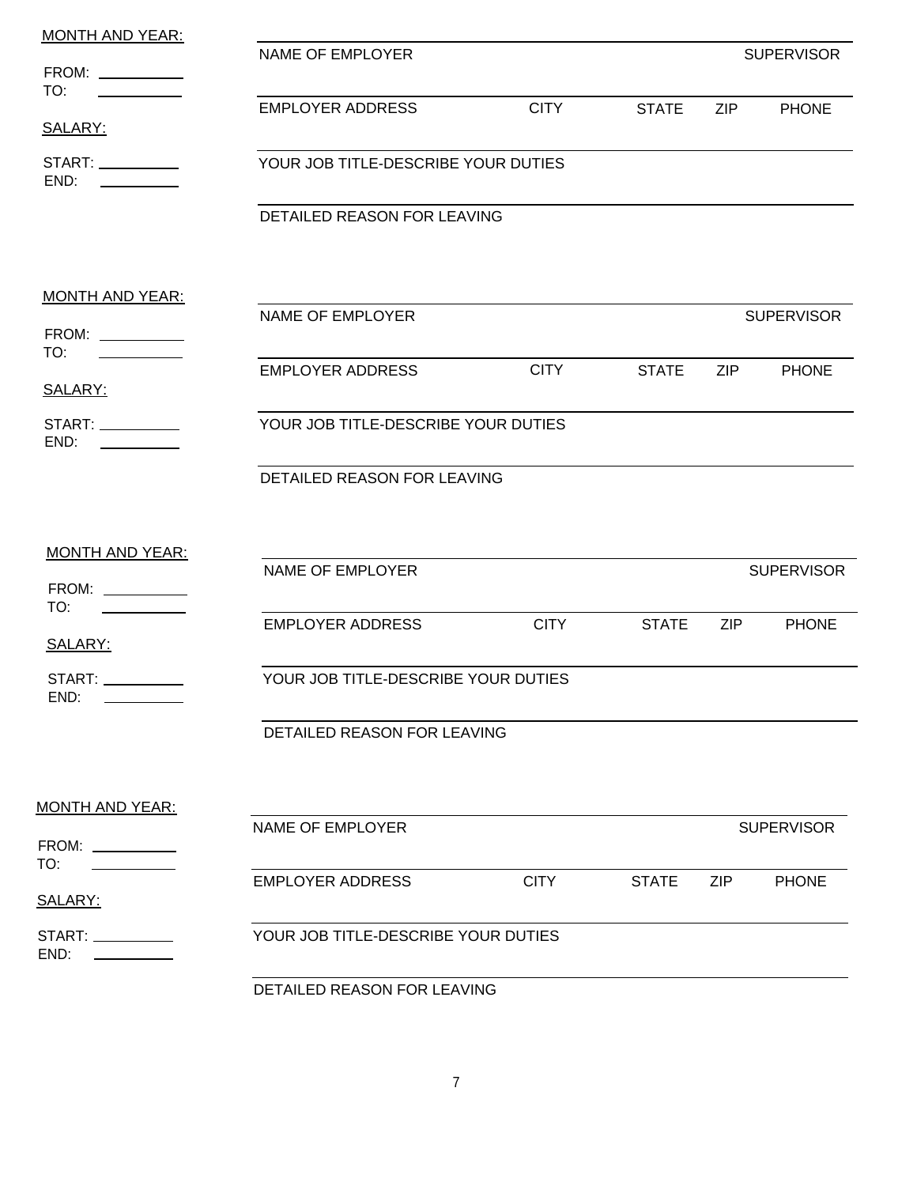MONTH AND YEAR:

FROM: \_\_\_\_\_\_\_\_\_\_
TO: \_\_\_\_\_\_\_\_\_\_

SALARY:

START: \_\_\_\_\_\_\_\_\_\_
END: \_\_\_\_\_\_\_\_\_\_

NAME OF EMPLOYER SUPERVISOR

EMPLOYER ADDRESS CITY STATE ZIP PHONE

YOUR JOB TITLE-DESCRIBE YOUR DUTIES

DETAILED REASON FOR LEAVING

MONTH AND YEAR:

FROM: \_\_\_\_\_\_\_\_\_\_
TO: \_\_\_\_\_\_\_\_\_\_

SALARY:

START: \_\_\_\_\_\_\_\_\_\_
END: \_\_\_\_\_\_\_\_\_\_

NAME OF EMPLOYER SUPERVISOR

EMPLOYER ADDRESS CITY STATE ZIP PHONE

YOUR JOB TITLE-DESCRIBE YOUR DUTIES

DETAILED REASON FOR LEAVING

MONTH AND YEAR:

FROM: \_\_\_\_\_\_\_\_\_\_
TO: \_\_\_\_\_\_\_\_\_\_

SALARY:

START: \_\_\_\_\_\_\_\_\_\_
END: \_\_\_\_\_\_\_\_\_\_

NAME OF EMPLOYER SUPERVISOR

EMPLOYER ADDRESS CITY STATE ZIP PHONE

YOUR JOB TITLE-DESCRIBE YOUR DUTIES

DETAILED REASON FOR LEAVING

MONTH AND YEAR:

FROM: \_\_\_\_\_\_\_\_\_\_
TO: \_\_\_\_\_\_\_\_\_\_

SALARY:

START: \_\_\_\_\_\_\_\_\_\_
END: \_\_\_\_\_\_\_\_\_\_

NAME OF EMPLOYER SUPERVISOR

EMPLOYER ADDRESS CITY STATE ZIP PHONE

YOUR JOB TITLE-DESCRIBE YOUR DUTIES

DETAILED REASON FOR LEAVING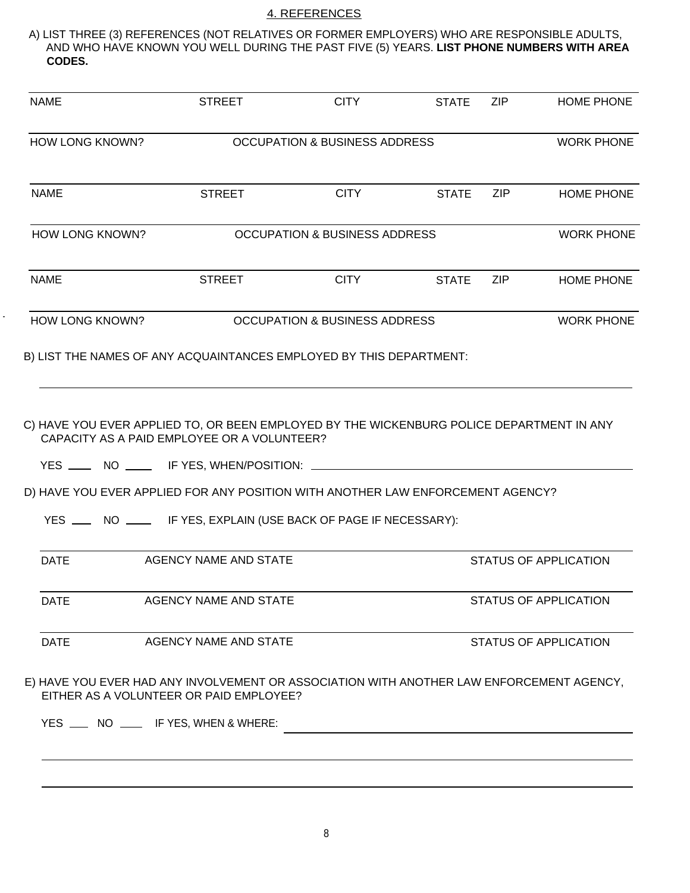## 4. REFERENCES

A) LIST THREE (3) REFERENCES (NOT RELATIVES OR FORMER EMPLOYERS) WHO ARE RESPONSIBLE ADULTS, AND WHO HAVE KNOWN YOU WELL DURING THE PAST FIVE (5) YEARS. **LIST PHONE NUMBERS WITH AREA CODES.**

| NAME | STREET | CITY | STATE | ZIP | HOME PHONE |
|---|---|---|---|---|---|
| HOW LONG KNOWN? | OCCUPATION & BUSINESS ADDRESS | | | | WORK PHONE |
| NAME | STREET | CITY | STATE | ZIP | HOME PHONE |
| HOW LONG KNOWN? | OCCUPATION & BUSINESS ADDRESS | | | | WORK PHONE |
| NAME | STREET | CITY | STATE | ZIP | HOME PHONE |
| HOW LONG KNOWN? | OCCUPATION & BUSINESS ADDRESS | | | | WORK PHONE |

B) LIST THE NAMES OF ANY ACQUAINTANCES EMPLOYED BY THIS DEPARTMENT:

______________________________________________________________________

C) HAVE YOU EVER APPLIED TO, OR BEEN EMPLOYED BY THE WICKENBURG POLICE DEPARTMENT IN ANY CAPACITY AS A PAID EMPLOYEE OR A VOLUNTEER?

YES ____ NO ____ IF YES, WHEN/POSITION: ______________________________________

D) HAVE YOU EVER APPLIED FOR ANY POSITION WITH ANOTHER LAW ENFORCEMENT AGENCY?

YES ____ NO ____ IF YES, EXPLAIN (USE BACK OF PAGE IF NECESSARY):

| DATE | AGENCY NAME AND STATE | STATUS OF APPLICATION |
|---|---|---|
| DATE | AGENCY NAME AND STATE | STATUS OF APPLICATION |
| DATE | AGENCY NAME AND STATE | STATUS OF APPLICATION |

E) HAVE YOU EVER HAD ANY INVOLVEMENT OR ASSOCIATION WITH ANOTHER LAW ENFORCEMENT AGENCY, EITHER AS A VOLUNTEER OR PAID EMPLOYEE?

YES ____ NO ____ IF YES, WHEN & WHERE: ______________________________________

______________________________________________________________________

______________________________________________________________________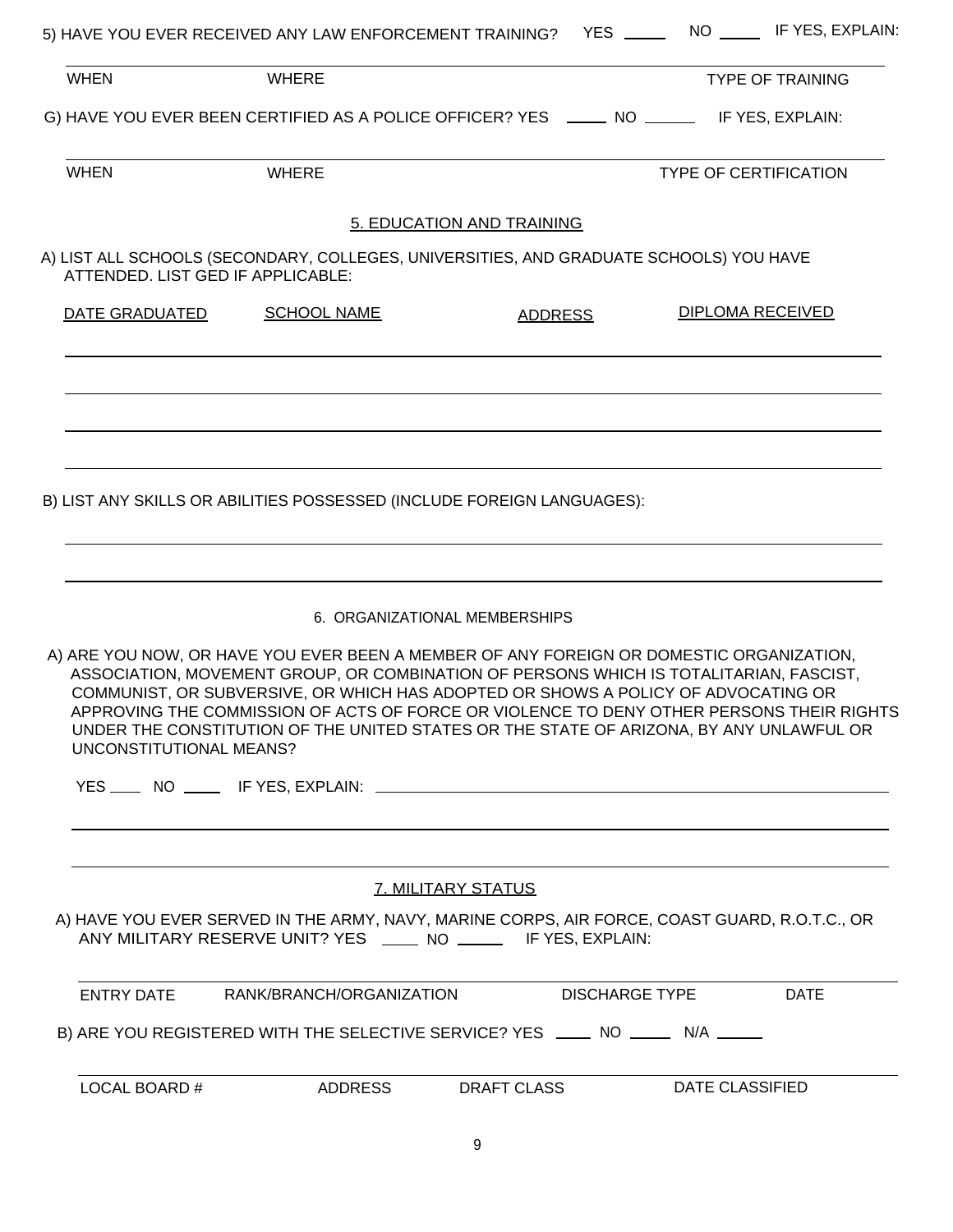5) HAVE YOU EVER RECEIVED ANY LAW ENFORCEMENT TRAINING? YES _____ NO _____ IF YES, EXPLAIN:

| WHEN | WHERE | TYPE OF TRAINING |
|---|---|---|

G) HAVE YOU EVER BEEN CERTIFIED AS A POLICE OFFICER? YES _____ NO ______ IF YES, EXPLAIN:

| WHEN | WHERE | TYPE OF CERTIFICATION |
|---|---|---|

## 5. EDUCATION AND TRAINING

A) LIST ALL SCHOOLS (SECONDARY, COLLEGES, UNIVERSITIES, AND GRADUATE SCHOOLS) YOU HAVE ATTENDED. LIST GED IF APPLICABLE:

| DATE GRADUATED | SCHOOL NAME | ADDRESS | DIPLOMA RECEIVED |
|---|---|---|---|
| | | | |
| | | | |
| | | | |
| | | | |

B) LIST ANY SKILLS OR ABILITIES POSSESSED (INCLUDE FOREIGN LANGUAGES):

______________________________________________________________________________

______________________________________________________________________________

## 6. ORGANIZATIONAL MEMBERSHIPS

A) ARE YOU NOW, OR HAVE YOU EVER BEEN A MEMBER OF ANY FOREIGN OR DOMESTIC ORGANIZATION, ASSOCIATION, MOVEMENT GROUP, OR COMBINATION OF PERSONS WHICH IS TOTALITARIAN, FASCIST, COMMUNIST, OR SUBVERSIVE, OR WHICH HAS ADOPTED OR SHOWS A POLICY OF ADVOCATING OR APPROVING THE COMMISSION OF ACTS OF FORCE OR VIOLENCE TO DENY OTHER PERSONS THEIR RIGHTS UNDER THE CONSTITUTION OF THE UNITED STATES OR THE STATE OF ARIZONA, BY ANY UNLAWFUL OR UNCONSTITUTIONAL MEANS?

YES ____ NO _____ IF YES, EXPLAIN: ______________________________________________

______________________________________________________________________________

______________________________________________________________________________

## 7. MILITARY STATUS

A) HAVE YOU EVER SERVED IN THE ARMY, NAVY, MARINE CORPS, AIR FORCE, COAST GUARD, R.O.T.C., OR ANY MILITARY RESERVE UNIT? YES ____ NO _____ IF YES, EXPLAIN:

| ENTRY DATE | RANK/BRANCH/ORGANIZATION | DISCHARGE TYPE | DATE |
|---|---|---|---|

B) ARE YOU REGISTERED WITH THE SELECTIVE SERVICE? YES ____ NO _____ N/A _____

| LOCAL BOARD # | ADDRESS | DRAFT CLASS | DATE CLASSIFIED |
|---|---|---|---|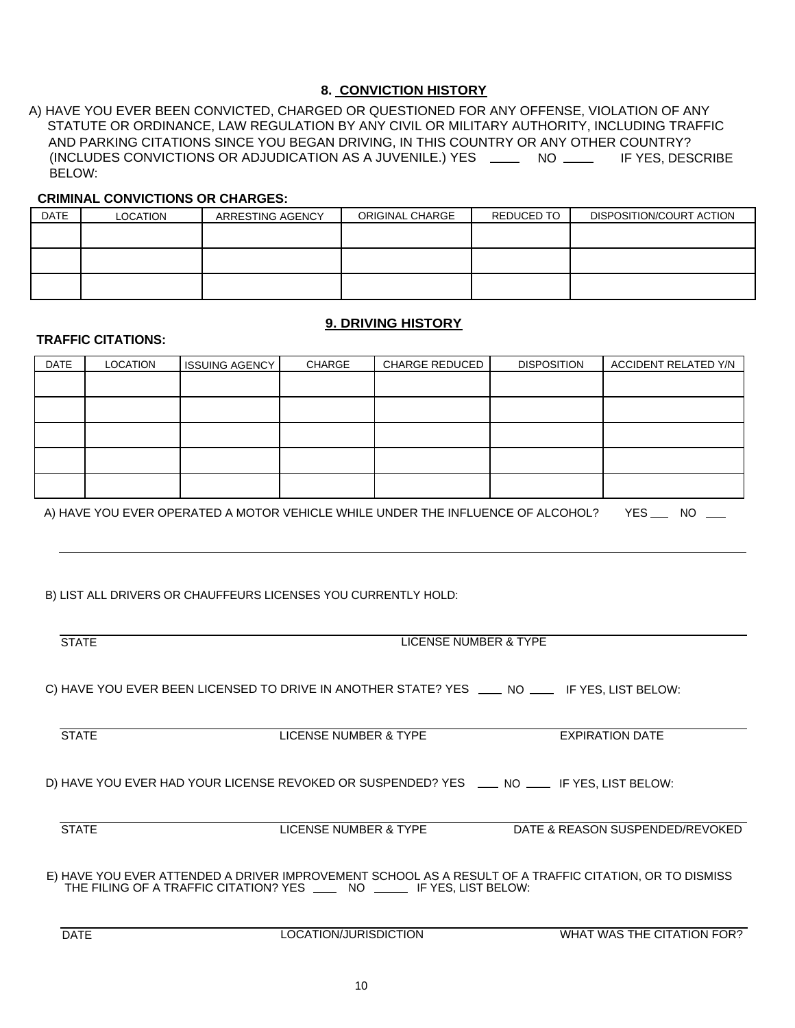## 8. CONVICTION HISTORY

A) HAVE YOU EVER BEEN CONVICTED, CHARGED OR QUESTIONED FOR ANY OFFENSE, VIOLATION OF ANY STATUTE OR ORDINANCE, LAW REGULATION BY ANY CIVIL OR MILITARY AUTHORITY, INCLUDING TRAFFIC AND PARKING CITATIONS SINCE YOU BEGAN DRIVING, IN THIS COUNTRY OR ANY OTHER COUNTRY? (INCLUDES CONVICTIONS OR ADJUDICATION AS A JUVENILE.) YES ____ NO ____ IF YES, DESCRIBE BELOW:

**CRIMINAL CONVICTIONS OR CHARGES:**

| DATE | LOCATION | ARRESTING AGENCY | ORIGINAL CHARGE | REDUCED TO | DISPOSITION/COURT ACTION |
|---|---|---|---|---|---|
| | | | | | |
| | | | | | |
| | | | | | |

## 9. DRIVING HISTORY

**TRAFFIC CITATIONS:**

| DATE | LOCATION | ISSUING AGENCY | CHARGE | CHARGE REDUCED | DISPOSITION | ACCIDENT RELATED Y/N |
|---|---|---|---|---|---|---|
| | | | | | | |
| | | | | | | |
| | | | | | | |
| | | | | | | |
| | | | | | | |

A) HAVE YOU EVER OPERATED A MOTOR VEHICLE WHILE UNDER THE INFLUENCE OF ALCOHOL? YES ___ NO ___

______________________________________________________________________

B) LIST ALL DRIVERS OR CHAUFFEURS LICENSES YOU CURRENTLY HOLD:

______________________________________________________________________
STATE LICENSE NUMBER & TYPE

C) HAVE YOU EVER BEEN LICENSED TO DRIVE IN ANOTHER STATE? YES ____ NO ____ IF YES, LIST BELOW:

______________________________________________________________________
STATE LICENSE NUMBER & TYPE EXPIRATION DATE

D) HAVE YOU EVER HAD YOUR LICENSE REVOKED OR SUSPENDED? YES ____ NO ____ IF YES, LIST BELOW:

______________________________________________________________________
STATE LICENSE NUMBER & TYPE DATE & REASON SUSPENDED/REVOKED

E) HAVE YOU EVER ATTENDED A DRIVER IMPROVEMENT SCHOOL AS A RESULT OF A TRAFFIC CITATION, OR TO DISMISS THE FILING OF A TRAFFIC CITATION? YES ____ NO _____ IF YES, LIST BELOW:

______________________________________________________________________
DATE LOCATION/JURISDICTION WHAT WAS THE CITATION FOR?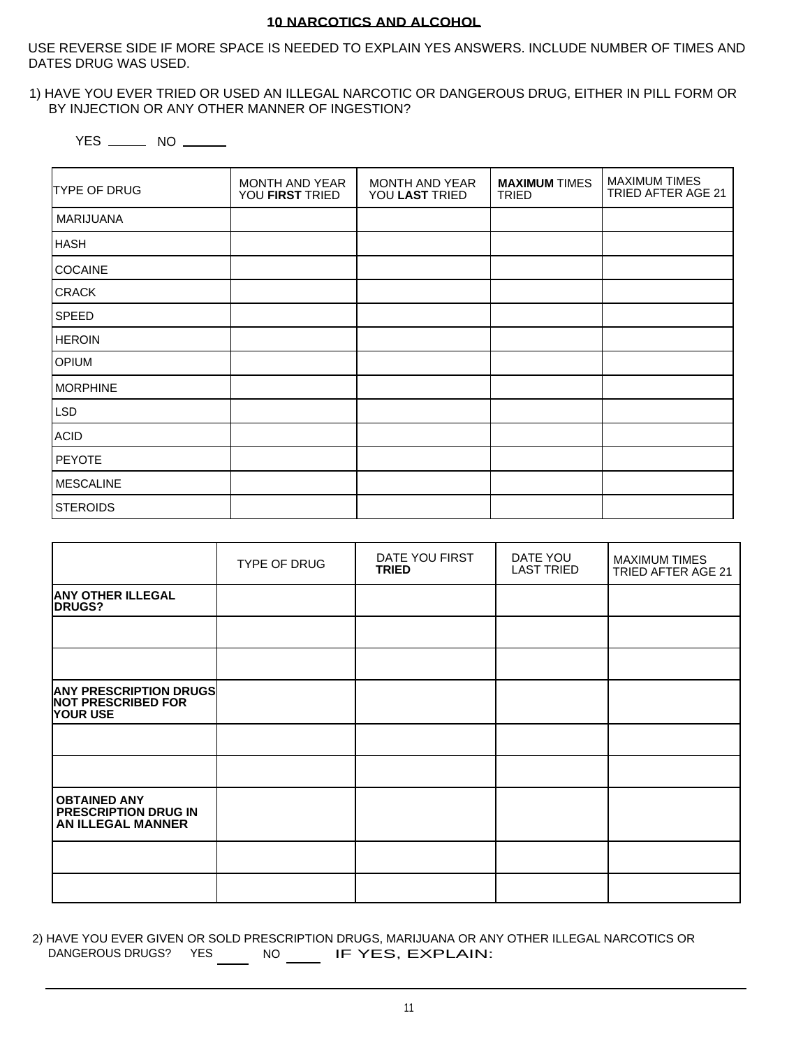## 10 NARCOTICS AND ALCOHOL

USE REVERSE SIDE IF MORE SPACE IS NEEDED TO EXPLAIN YES ANSWERS. INCLUDE NUMBER OF TIMES AND DATES DRUG WAS USED.

1) HAVE YOU EVER TRIED OR USED AN ILLEGAL NARCOTIC OR DANGEROUS DRUG, EITHER IN PILL FORM OR BY INJECTION OR ANY OTHER MANNER OF INGESTION?

YES ______ NO ______

| TYPE OF DRUG | MONTH AND YEAR YOU **FIRST** TRIED | MONTH AND YEAR YOU **LAST** TRIED | **MAXIMUM** TIMES TRIED | MAXIMUM TIMES TRIED AFTER AGE 21 |
|---|---|---|---|---|
| MARIJUANA | | | | |
| HASH | | | | |
| COCAINE | | | | |
| CRACK | | | | |
| SPEED | | | | |
| HEROIN | | | | |
| OPIUM | | | | |
| MORPHINE | | | | |
| LSD | | | | |
| ACID | | | | |
| PEYOTE | | | | |
| MESCALINE | | | | |
| STEROIDS | | | | |

| | TYPE OF DRUG | DATE YOU FIRST **TRIED** | DATE YOU LAST TRIED | MAXIMUM TIMES TRIED AFTER AGE 21 |
|---|---|---|---|---|
| **ANY OTHER ILLEGAL DRUGS?** | | | | |
| | | | | |
| | | | | |
| **ANY PRESCRIPTION DRUGS NOT PRESCRIBED FOR YOUR USE** | | | | |
| | | | | |
| | | | | |
| **OBTAINED ANY PRESCRIPTION DRUG IN AN ILLEGAL MANNER** | | | | |
| | | | | |
| | | | | |

2) HAVE YOU EVER GIVEN OR SOLD PRESCRIPTION DRUGS, MARIJUANA OR ANY OTHER ILLEGAL NARCOTICS OR DANGEROUS DRUGS? YES _____ NO _____ IF YES, EXPLAIN:

______________________________________________________________________________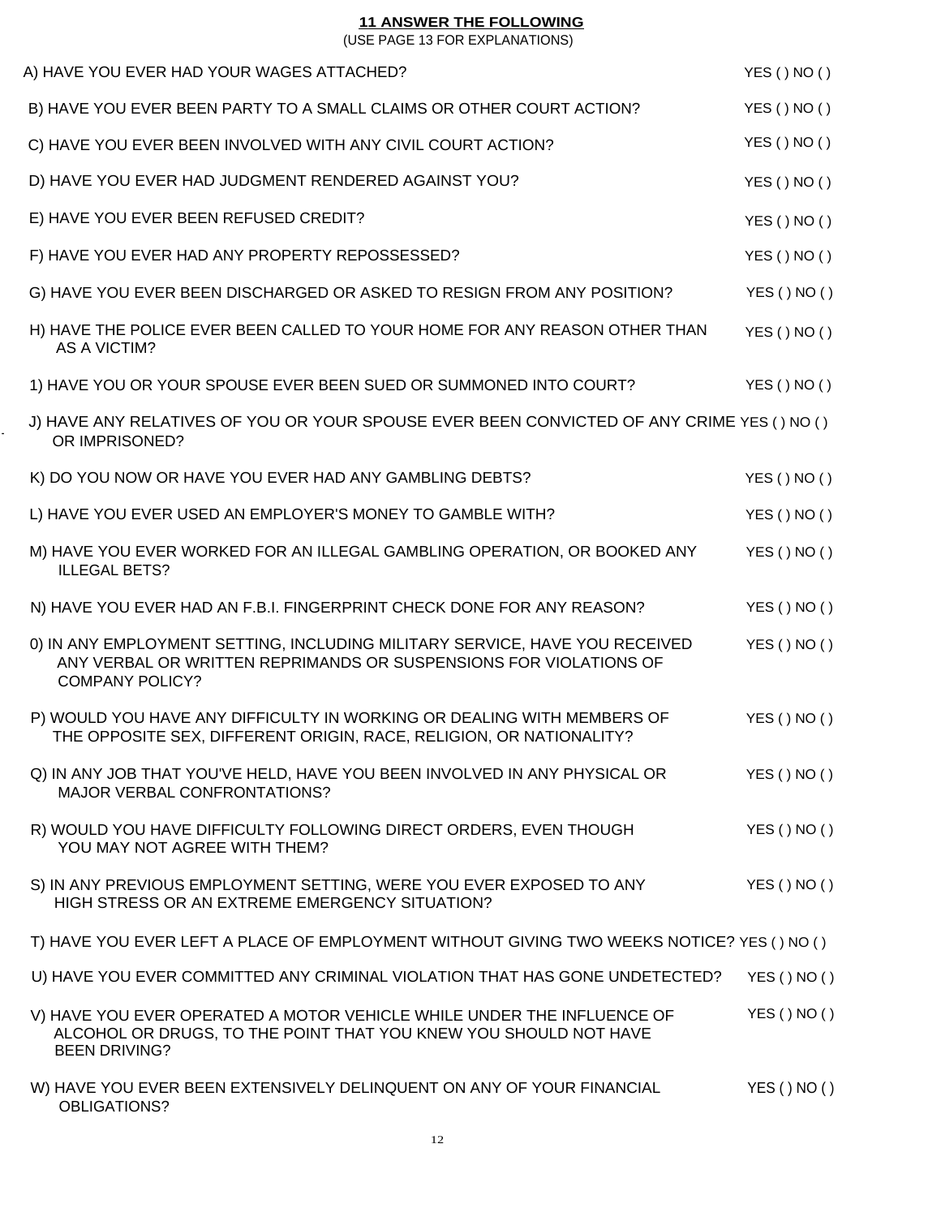## 11 ANSWER THE FOLLOWING

(USE PAGE 13 FOR EXPLANATIONS)

A) HAVE YOU EVER HAD YOUR WAGES ATTACHED? YES ( ) NO ( )

B) HAVE YOU EVER BEEN PARTY TO A SMALL CLAIMS OR OTHER COURT ACTION? YES ( ) NO ( )

C) HAVE YOU EVER BEEN INVOLVED WITH ANY CIVIL COURT ACTION? YES ( ) NO ( )

D) HAVE YOU EVER HAD JUDGMENT RENDERED AGAINST YOU? YES ( ) NO ( )

E) HAVE YOU EVER BEEN REFUSED CREDIT? YES ( ) NO ( )

F) HAVE YOU EVER HAD ANY PROPERTY REPOSSESSED? YES ( ) NO ( )

G) HAVE YOU EVER BEEN DISCHARGED OR ASKED TO RESIGN FROM ANY POSITION? YES ( ) NO ( )

H) HAVE THE POLICE EVER BEEN CALLED TO YOUR HOME FOR ANY REASON OTHER THAN AS A VICTIM? YES ( ) NO ( )

1) HAVE YOU OR YOUR SPOUSE EVER BEEN SUED OR SUMMONED INTO COURT? YES ( ) NO ( )

J) HAVE ANY RELATIVES OF YOU OR YOUR SPOUSE EVER BEEN CONVICTED OF ANY CRIME OR IMPRISONED? YES ( ) NO ( )

K) DO YOU NOW OR HAVE YOU EVER HAD ANY GAMBLING DEBTS? YES ( ) NO ( )

L) HAVE YOU EVER USED AN EMPLOYER'S MONEY TO GAMBLE WITH? YES ( ) NO ( )

M) HAVE YOU EVER WORKED FOR AN ILLEGAL GAMBLING OPERATION, OR BOOKED ANY ILLEGAL BETS? YES ( ) NO ( )

N) HAVE YOU EVER HAD AN F.B.I. FINGERPRINT CHECK DONE FOR ANY REASON? YES ( ) NO ( )

0) IN ANY EMPLOYMENT SETTING, INCLUDING MILITARY SERVICE, HAVE YOU RECEIVED ANY VERBAL OR WRITTEN REPRIMANDS OR SUSPENSIONS FOR VIOLATIONS OF COMPANY POLICY? YES ( ) NO ( )

P) WOULD YOU HAVE ANY DIFFICULTY IN WORKING OR DEALING WITH MEMBERS OF THE OPPOSITE SEX, DIFFERENT ORIGIN, RACE, RELIGION, OR NATIONALITY? YES ( ) NO ( )

Q) IN ANY JOB THAT YOU'VE HELD, HAVE YOU BEEN INVOLVED IN ANY PHYSICAL OR MAJOR VERBAL CONFRONTATIONS? YES ( ) NO ( )

R) WOULD YOU HAVE DIFFICULTY FOLLOWING DIRECT ORDERS, EVEN THOUGH YOU MAY NOT AGREE WITH THEM? YES ( ) NO ( )

S) IN ANY PREVIOUS EMPLOYMENT SETTING, WERE YOU EVER EXPOSED TO ANY HIGH STRESS OR AN EXTREME EMERGENCY SITUATION? YES ( ) NO ( )

T) HAVE YOU EVER LEFT A PLACE OF EMPLOYMENT WITHOUT GIVING TWO WEEKS NOTICE? YES ( ) NO ( )

U) HAVE YOU EVER COMMITTED ANY CRIMINAL VIOLATION THAT HAS GONE UNDETECTED? YES ( ) NO ( )

V) HAVE YOU EVER OPERATED A MOTOR VEHICLE WHILE UNDER THE INFLUENCE OF ALCOHOL OR DRUGS, TO THE POINT THAT YOU KNEW YOU SHOULD NOT HAVE BEEN DRIVING? YES ( ) NO ( )

W) HAVE YOU EVER BEEN EXTENSIVELY DELINQUENT ON ANY OF YOUR FINANCIAL OBLIGATIONS? YES ( ) NO ( )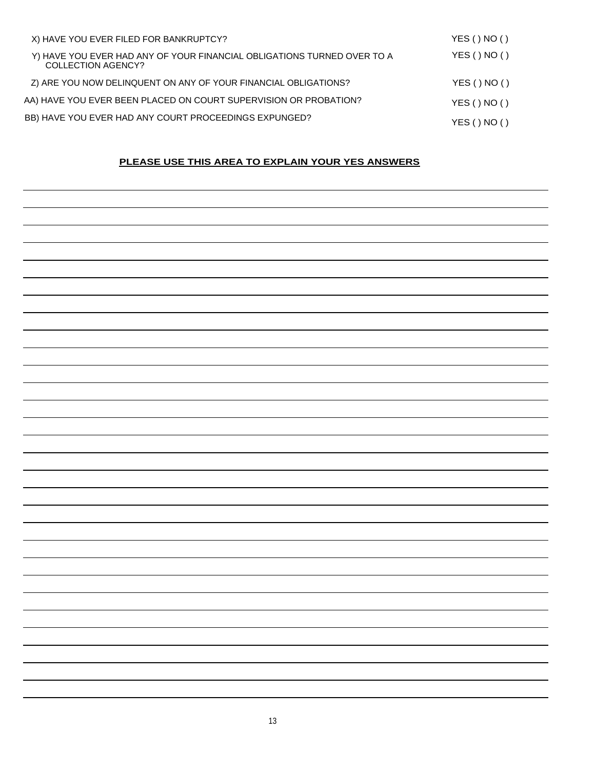X) HAVE YOU EVER FILED FOR BANKRUPTCY? YES ( ) NO ( )

Y) HAVE YOU EVER HAD ANY OF YOUR FINANCIAL OBLIGATIONS TURNED OVER TO A COLLECTION AGENCY? YES ( ) NO ( )

Z) ARE YOU NOW DELINQUENT ON ANY OF YOUR FINANCIAL OBLIGATIONS? YES ( ) NO ( )

AA) HAVE YOU EVER BEEN PLACED ON COURT SUPERVISION OR PROBATION? YES ( ) NO ( )

BB) HAVE YOU EVER HAD ANY COURT PROCEEDINGS EXPUNGED? YES ( ) NO ( )

**PLEASE USE THIS AREA TO EXPLAIN YOUR YES ANSWERS**

___________________________________________________________________________

___________________________________________________________________________

___________________________________________________________________________

___________________________________________________________________________

___________________________________________________________________________

___________________________________________________________________________

___________________________________________________________________________

___________________________________________________________________________

___________________________________________________________________________

___________________________________________________________________________

___________________________________________________________________________

___________________________________________________________________________

___________________________________________________________________________

___________________________________________________________________________

___________________________________________________________________________

___________________________________________________________________________

___________________________________________________________________________

___________________________________________________________________________

___________________________________________________________________________

___________________________________________________________________________

___________________________________________________________________________

___________________________________________________________________________

___________________________________________________________________________

___________________________________________________________________________

___________________________________________________________________________

___________________________________________________________________________

___________________________________________________________________________

___________________________________________________________________________

___________________________________________________________________________

___________________________________________________________________________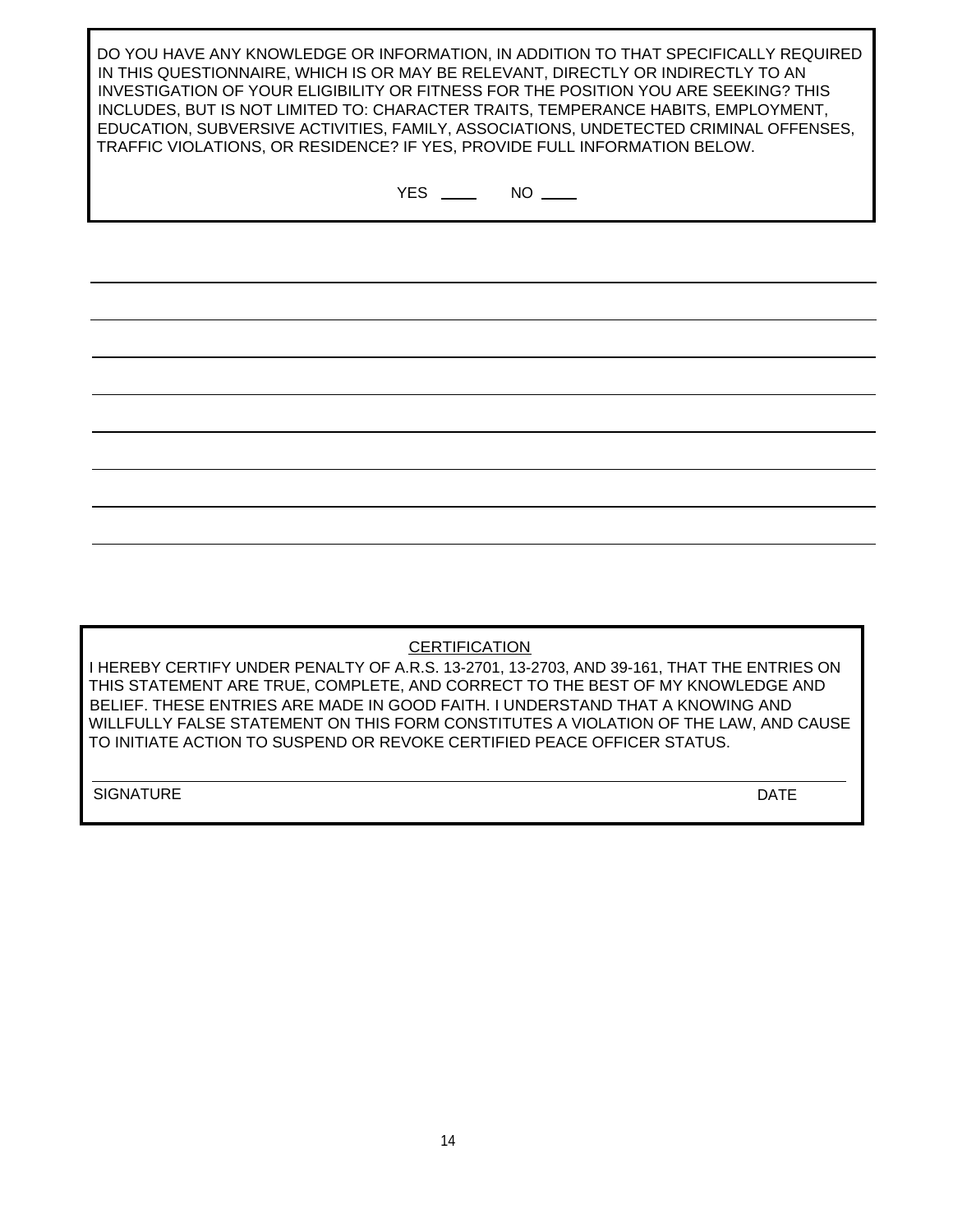DO YOU HAVE ANY KNOWLEDGE OR INFORMATION, IN ADDITION TO THAT SPECIFICALLY REQUIRED IN THIS QUESTIONNAIRE, WHICH IS OR MAY BE RELEVANT, DIRECTLY OR INDIRECTLY TO AN INVESTIGATION OF YOUR ELIGIBILITY OR FITNESS FOR THE POSITION YOU ARE SEEKING? THIS INCLUDES, BUT IS NOT LIMITED TO: CHARACTER TRAITS, TEMPERANCE HABITS, EMPLOYMENT, EDUCATION, SUBVERSIVE ACTIVITIES, FAMILY, ASSOCIATIONS, UNDETECTED CRIMINAL OFFENSES, TRAFFIC VIOLATIONS, OR RESIDENCE? IF YES, PROVIDE FULL INFORMATION BELOW.

YES ____ NO ____

______________________________________________________________________________

______________________________________________________________________________

______________________________________________________________________________

______________________________________________________________________________

______________________________________________________________________________

______________________________________________________________________________

______________________________________________________________________________

______________________________________________________________________________

## CERTIFICATION

I HEREBY CERTIFY UNDER PENALTY OF A.R.S. 13-2701, 13-2703, AND 39-161, THAT THE ENTRIES ON THIS STATEMENT ARE TRUE, COMPLETE, AND CORRECT TO THE BEST OF MY KNOWLEDGE AND BELIEF. THESE ENTRIES ARE MADE IN GOOD FAITH. I UNDERSTAND THAT A KNOWING AND WILLFULLY FALSE STATEMENT ON THIS FORM CONSTITUTES A VIOLATION OF THE LAW, AND CAUSE TO INITIATE ACTION TO SUSPEND OR REVOKE CERTIFIED PEACE OFFICER STATUS.

______________________________________________________________________________

SIGNATURE DATE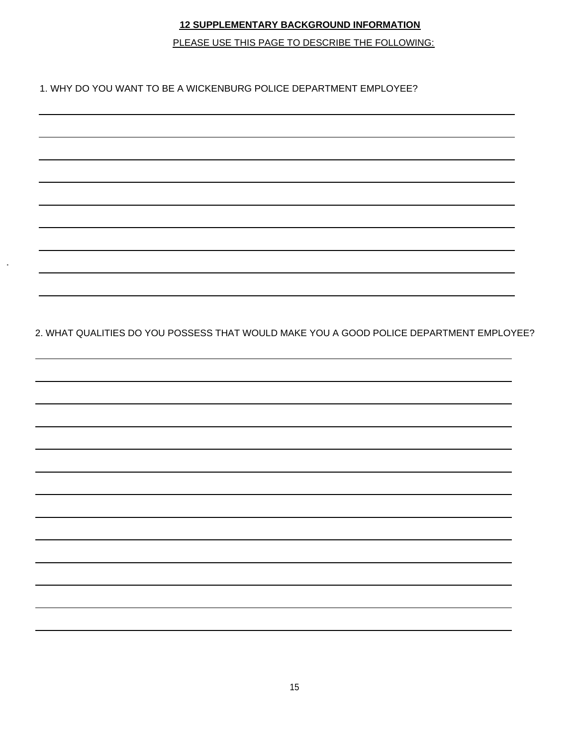## 12 SUPPLEMENTARY BACKGROUND INFORMATION

PLEASE USE THIS PAGE TO DESCRIBE THE FOLLOWING:

1. WHY DO YOU WANT TO BE A WICKENBURG POLICE DEPARTMENT EMPLOYEE?

______________________________________________________________________________

______________________________________________________________________________

______________________________________________________________________________

______________________________________________________________________________

______________________________________________________________________________

______________________________________________________________________________

______________________________________________________________________________

______________________________________________________________________________

______________________________________________________________________________

2. WHAT QUALITIES DO YOU POSSESS THAT WOULD MAKE YOU A GOOD POLICE DEPARTMENT EMPLOYEE?

______________________________________________________________________________

______________________________________________________________________________

______________________________________________________________________________

______________________________________________________________________________

______________________________________________________________________________

______________________________________________________________________________

______________________________________________________________________________

______________________________________________________________________________

______________________________________________________________________________

______________________________________________________________________________

______________________________________________________________________________

______________________________________________________________________________

______________________________________________________________________________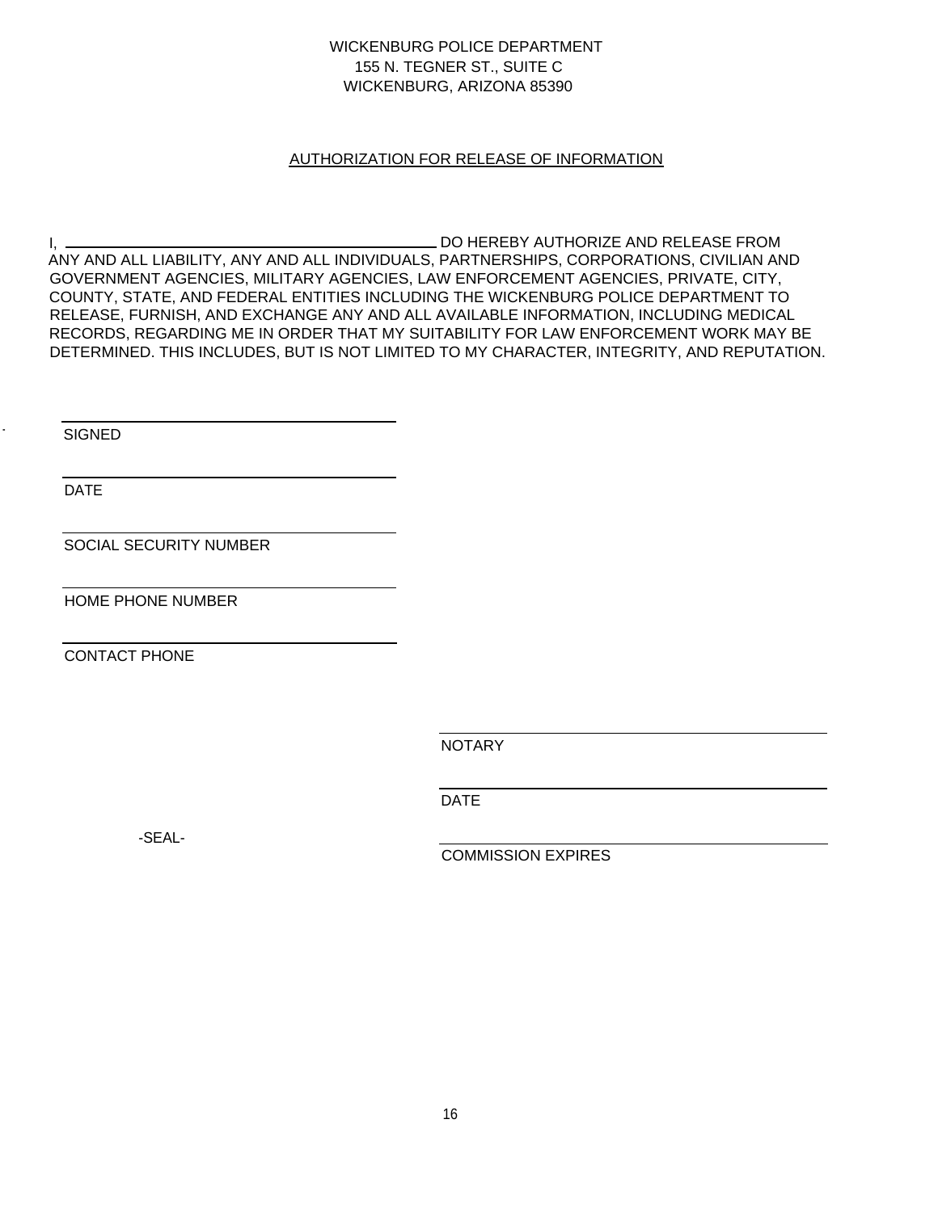WICKENBURG POLICE DEPARTMENT
155 N. TEGNER ST., SUITE C
WICKENBURG, ARIZONA 85390

AUTHORIZATION FOR RELEASE OF INFORMATION

I, ______________________________ DO HEREBY AUTHORIZE AND RELEASE FROM ANY AND ALL LIABILITY, ANY AND ALL INDIVIDUALS, PARTNERSHIPS, CORPORATIONS, CIVILIAN AND GOVERNMENT AGENCIES, MILITARY AGENCIES, LAW ENFORCEMENT AGENCIES, PRIVATE, CITY, COUNTY, STATE, AND FEDERAL ENTITIES INCLUDING THE WICKENBURG POLICE DEPARTMENT TO RELEASE, FURNISH, AND EXCHANGE ANY AND ALL AVAILABLE INFORMATION, INCLUDING MEDICAL RECORDS, REGARDING ME IN ORDER THAT MY SUITABILITY FOR LAW ENFORCEMENT WORK MAY BE DETERMINED. THIS INCLUDES, BUT IS NOT LIMITED TO MY CHARACTER, INTEGRITY, AND REPUTATION.

______________________________
SIGNED

______________________________
DATE

______________________________
SOCIAL SECURITY NUMBER

______________________________
HOME PHONE NUMBER

______________________________
CONTACT PHONE

______________________________
NOTARY

______________________________
DATE

-SEAL-

______________________________
COMMISSION EXPIRES